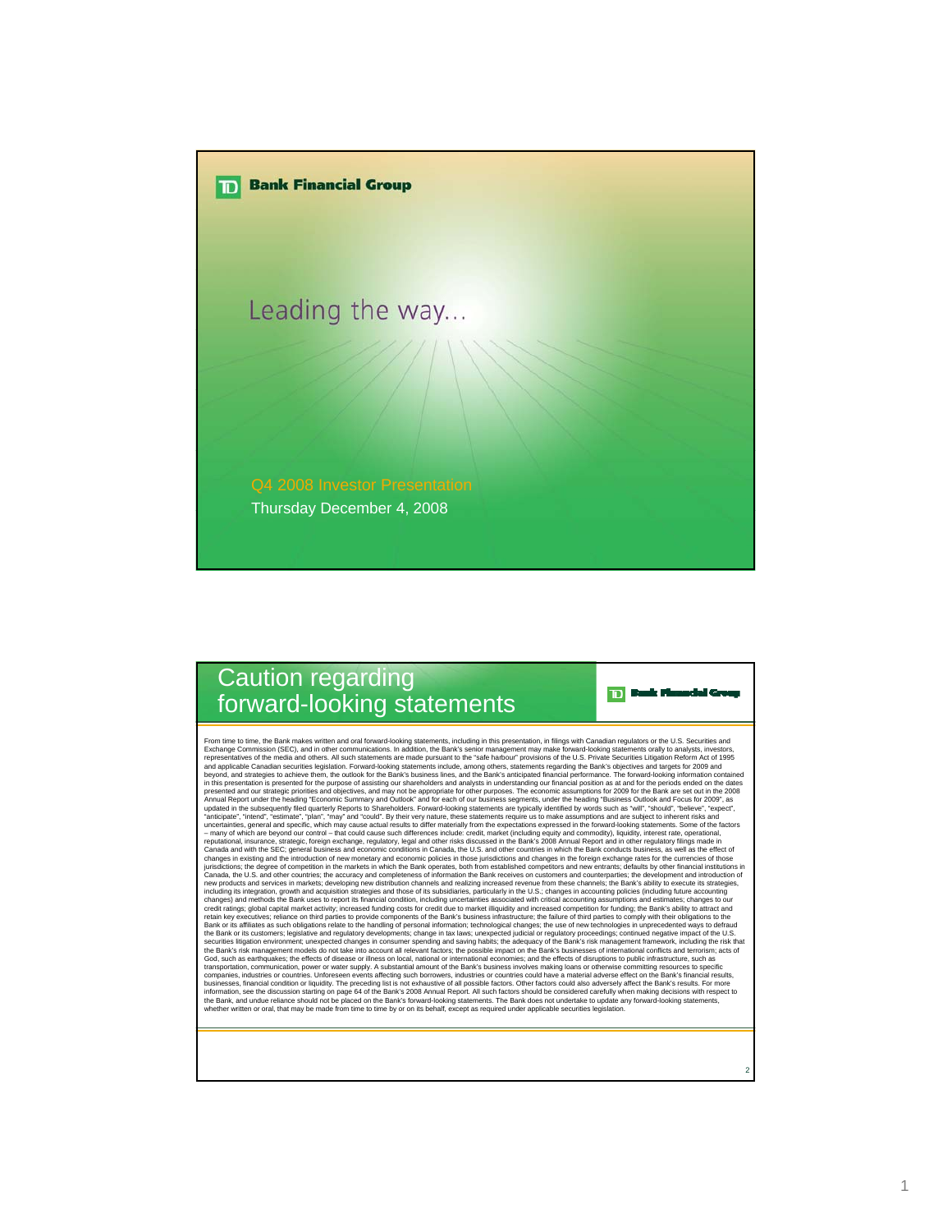TD Bank Financial Group

# Leading the way…

Q4 2008 Investor Presentation

Thursday December 4, 2008

---

## Caution regarding forward-looking statements

TD Bank Financial Group

From time to time, the Bank makes written and oral forward-looking statements, including in this presentation, in filings with Canadian regulators or the U.S. Securities and Exchange Commission (SEC), and in other communications. In addition, the Bank's senior management may make forward-looking statements orally to analysts, investors, representatives of the media and others. All such statements are made pursuant to the "safe harbour" provisions of the U.S. Private Securities Litigation Reform Act of 1995 and applicable Canadian securities legislation. Forward-looking statements include, among others, statements regarding the Bank's objectives and targets for 2009 and beyond, and strategies to achieve them, the outlook for the Bank's business lines, and the Bank's anticipated financial performance. The forward-looking information contained in this presentation is presented for the purpose of assisting our shareholders and analysts in understanding our financial position as at and for the periods ended on the dates presented and our strategic priorities and objectives, and may not be appropriate for other purposes. The economic assumptions for 2009 for the Bank are set out in the 2008 Annual Report under the heading "Economic Summary and Outlook" and for each of our business segments, under the heading "Business Outlook and Focus for 2009", as updated in the subsequently filed quarterly Reports to Shareholders. Forward-looking statements are typically identified by words such as "will", "should", "believe", "expect", "anticipate", "intend", "estimate", "plan", "may" and "could". By their very nature, these statements require us to make assumptions and are subject to inherent risks and uncertainties, general and specific, which may cause actual results to differ materially from the expectations expressed in the forward-looking statements. Some of the factors – many of which are beyond our control – that could cause such differences include: credit, market (including equity and commodity), liquidity, interest rate, operational, reputational, insurance, strategic, foreign exchange, regulatory, legal and other risks discussed in the Bank's 2008 Annual Report and in other regulatory filings made in Canada and with the SEC; general business and economic conditions in Canada, the U.S. and other countries in which the Bank conducts business, as well as the effect of changes in existing and the introduction of new monetary and economic policies in those jurisdictions and changes in the foreign exchange rates for the currencies of those jurisdictions; the degree of competition in the markets in which the Bank operates, both from established competitors and new entrants; defaults by other financial institutions in Canada, the U.S. and other countries; the accuracy and completeness of information the Bank receives on customers and counterparties; the development and introduction of new products and services in markets; developing new distribution channels and realizing increased revenue from these channels; the Bank's ability to execute its strategies, including its integration, growth and acquisition strategies and those of its subsidiaries, particularly in the U.S.; changes in accounting policies (including future accounting changes) and methods the Bank uses to report its financial condition, including uncertainties associated with critical accounting assumptions and estimates; changes to our credit ratings; global capital market activity; increased funding costs for credit due to market illiquidity and increased competition for funding; the Bank's ability to attract and retain key executives; reliance on third parties to provide components of the Bank's business infrastructure; the failure of third parties to comply with their obligations to the Bank or its affiliates as such obligations relate to the handling of personal information; technological changes; the use of new technologies in unprecedented ways to defraud the Bank or its customers; legislative and regulatory developments; change in tax laws; unexpected judicial or regulatory proceedings; continued negative impact of the U.S. securities litigation environment; unexpected changes in consumer spending and saving habits; the adequacy of the Bank's risk management framework, including the risk that the Bank's risk management models do not take into account all relevant factors; the possible impact on the Bank's businesses of international conflicts and terrorism; acts of God, such as earthquakes; the effects of disease or illness on local, national or international economies; and the effects of disruptions to public infrastructure, such as transportation, communication, power or water supply. A substantial amount of the Bank's business involves making loans or otherwise committing resources to specific companies, industries or countries. Unforeseen events affecting such borrowers, industries or countries could have a material adverse effect on the Bank's financial results, businesses, financial condition or liquidity. The preceding list is not exhaustive of all possible factors. Other factors could also adversely affect the Bank's results. For more information, see the discussion starting on page 64 of the Bank's 2008 Annual Report. All such factors should be considered carefully when making decisions with respect to the Bank, and undue reliance should not be placed on the Bank's forward-looking statements. The Bank does not undertake to update any forward-looking statements, whether written or oral, that may be made from time to time by or on its behalf, except as required under applicable securities legislation.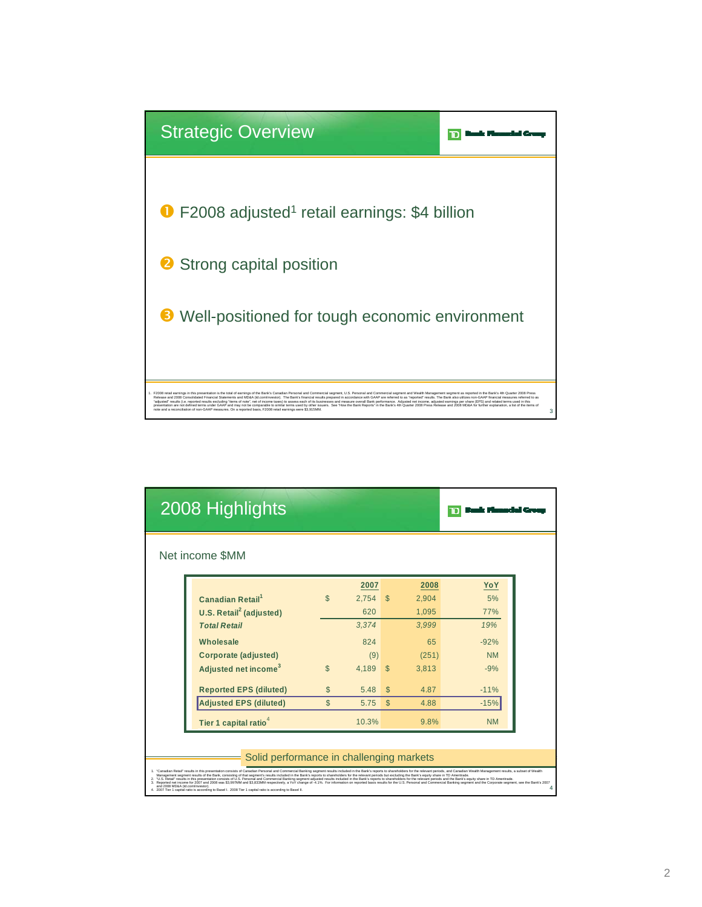## Strategic Overview

TD Bank Financial Group

1. F2008 adjusted[1] retail earnings: $4 billion
2. Strong capital position
3. Well-positioned for tough economic environment

1. F2008 retail earnings in this presentation is the total of earnings of the Bank's Canadian Personal and Commercial segment, U.S. Personal and Commercial segment and Wealth Management segment as reported in the Bank's 4th Quarter 2008 Press Release and 2008 Consolidated Financial Statements and MD&A (td.com/investor). The Bank's financial results prepared in accordance with GAAP are referred to as "reported" results. The Bank also utilizes non-GAAP financial measures referred to as "adjusted" results (i.e. reported results excluding "items of note", net of income taxes) to assess each of its businesses and measure overall Bank performance. Adjusted net income, adjusted earnings per share (EPS) and related terms used in this presentation are not defined terms under GAAP and may not be comparable to similar terms used by other issuers. See "How the Bank Reports" in the Bank's 4th Quarter 2008 Press Release and 2008 MD&A for further explanation, a list of the items of note and a reconciliation of non-GAAP measures. On a reported basis, F2008 retail earnings were $3,915MM.

## 2008 Highlights

TD Bank Financial Group

Net income $MM

| | 2007 | 2008 | YoY |
|---|---|---|---|
| Canadian Retail[1] | $ 2,754 | $ 2,904 | 5% |
| U.S. Retail[2] (adjusted) | 620 | 1,095 | 77% |
| *Total Retail* | *3,374* | *3,999* | *19%* |
| Wholesale | 824 | 65 | -92% |
| Corporate (adjusted) | (9) | (251) | NM |
| Adjusted net income[3] | $ 4,189 | $ 3,813 | -9% |
| Reported EPS (diluted) | $ 5.48 | $ 4.87 | -11% |
| Adjusted EPS (diluted) | $ 5.75 | $ 4.88 | -15% |
| Tier 1 capital ratio[4] | 10.3% | 9.8% | NM |

Solid performance in challenging markets

1. "Canadian Retail" results in this presentation consists of Canadian Personal and Commercial Banking segment results included in the Bank's reports to shareholders for the relevant periods, and Canadian Wealth Management results, a subset of Wealth Management segment results of the Bank, consisting of that segment's results included in the Bank's reports to shareholders for the relevant periods but excluding the Bank's equity share in TD Ameritrade.
2. "U.S. Retail" results in this presentation consists of U.S. Personal and Commercial Banking segment adjusted results included in the Bank's reports to shareholders for the relevant periods and the Bank's equity share in TD Ameritrade.
3. Reported net income for 2007 and 2008 was $3,997MM and $3,833MM respectively, a YoY change of -4.1%. For information on reported basis results for the U.S. Personal and Commercial Banking segment and the Corporate segment, see the Bank's 2007 and 2008 MD&A (td.com/investor).
4. 2007 Tier 1 capital ratio is according to Basel I. 2008 Tier 1 capital ratio is according to Basel II.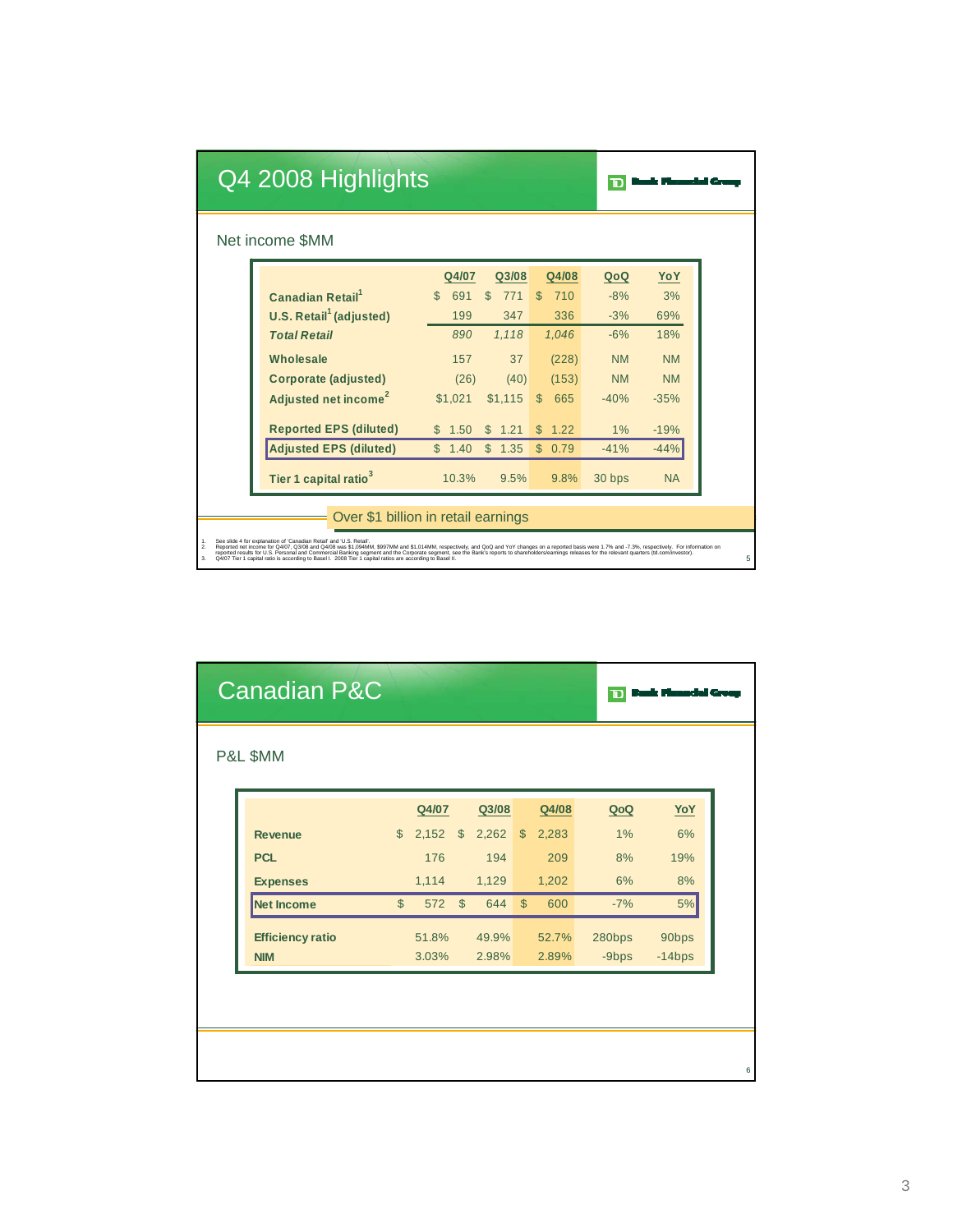# Q4 2008 Highlights

TD Bank Financial Group

Net income $MM

| | Q4/07 | Q3/08 | Q4/08 | QoQ | YoY |
|---|---|---|---|---|---|
| **Canadian Retail**[1] | $ 691 | $ 771 | $ 710 | -8% | 3% |
| **U.S. Retail**[1] **(adjusted)** | 199 | 347 | 336 | -3% | 69% |
| ***Total Retail*** | *890* | *1,118* | *1,046* | -6% | 18% |
| **Wholesale** | 157 | 37 | (228) | NM | NM |
| **Corporate (adjusted)** | (26) | (40) | (153) | NM | NM |
| **Adjusted net income**[2] | $1,021 | $1,115 | $ 665 | -40% | -35% |
| **Reported EPS (diluted)** | $ 1.50 | $ 1.21 | $ 1.22 | 1% | -19% |
| **Adjusted EPS (diluted)** | $ 1.40 | $ 1.35 | $ 0.79 | -41% | -44% |
| **Tier 1 capital ratio**[3] | 10.3% | 9.5% | 9.8% | 30 bps | NA |

Over $1 billion in retail earnings

1. See slide 4 for explanation of 'Canadian Retail' and 'U.S. Retail'.
2. Reported net income for Q4/07, Q3/08 and Q4/08 was $1,094MM, $997MM and $1,014MM, respectively, and QoQ and YoY changes on a reported basis were 1.7% and -7.3%, respectively. For information on reported results for U.S. Personal and Commercial Banking segment and the Corporate segment, see the Bank's reports to shareholders/earnings releases for the relevant quarters (td.com/investor).
3. Q4/07 Tier 1 capital ratio is according to Basel I. 2008 Tier 1 capital ratios are according to Basel II.

# Canadian P&C

TD Bank Financial Group

P&L $MM

| | Q4/07 | Q3/08 | Q4/08 | QoQ | YoY |
|---|---|---|---|---|---|
| **Revenue** | $ 2,152 | $ 2,262 | $ 2,283 | 1% | 6% |
| **PCL** | 176 | 194 | 209 | 8% | 19% |
| **Expenses** | 1,114 | 1,129 | 1,202 | 6% | 8% |
| **Net Income** | $ 572 | $ 644 | $ 600 | -7% | 5% |
| **Efficiency ratio** | 51.8% | 49.9% | 52.7% | 280bps | 90bps |
| **NIM** | 3.03% | 2.98% | 2.89% | -9bps | -14bps |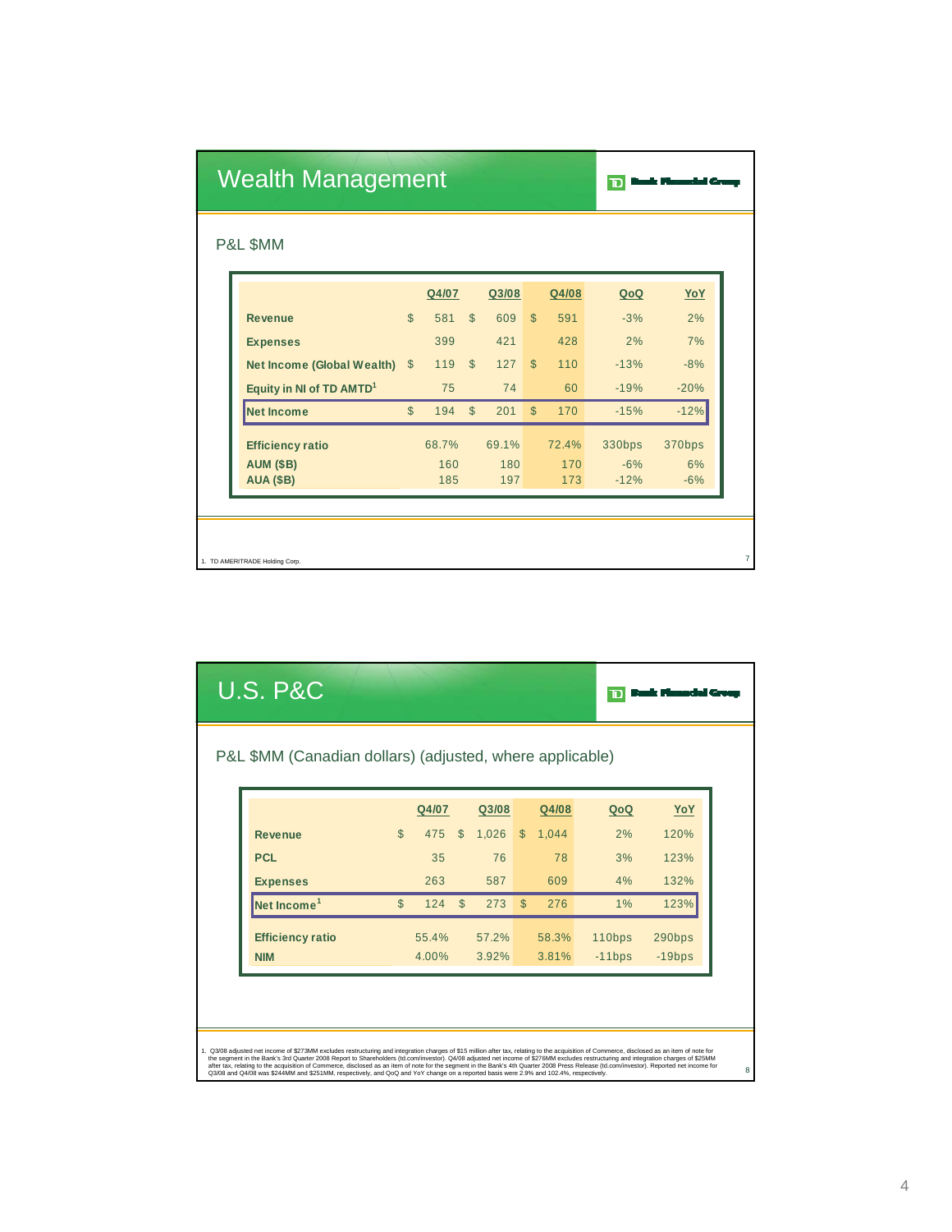# Wealth Management

TD Bank Financial Group

## P&L $MM

| | Q4/07 | Q3/08 | Q4/08 | QoQ | YoY |
|---|---|---|---|---|---|
| **Revenue** | $ 581 | $ 609 | $ 591 | -3% | 2% |
| **Expenses** | 399 | 421 | 428 | 2% | 7% |
| **Net Income (Global Wealth)** | $ 119 | $ 127 | $ 110 | -13% | -8% |
| **Equity in NI of TD AMTD[1]** | 75 | 74 | 60 | -19% | -20% |
| **Net Income** | $ 194 | $ 201 | $ 170 | -15% | -12% |
| **Efficiency ratio** | 68.7% | 69.1% | 72.4% | 330bps | 370bps |
| **AUM ($B)** | 160 | 180 | 170 | -6% | 6% |
| **AUA ($B)** | 185 | 197 | 173 | -12% | -6% |

1. TD AMERITRADE Holding Corp.

# U.S. P&C

TD Bank Financial Group

## P&L $MM (Canadian dollars) (adjusted, where applicable)

| | Q4/07 | Q3/08 | Q4/08 | QoQ | YoY |
|---|---|---|---|---|---|
| **Revenue** | $ 475 | $ 1,026 | $ 1,044 | 2% | 120% |
| **PCL** | 35 | 76 | 78 | 3% | 123% |
| **Expenses** | 263 | 587 | 609 | 4% | 132% |
| **Net Income[1]** | $ 124 | $ 273 | $ 276 | 1% | 123% |
| **Efficiency ratio** | 55.4% | 57.2% | 58.3% | 110bps | 290bps |
| **NIM** | 4.00% | 3.92% | 3.81% | -11bps | -19bps |

1. Q3/08 adjusted net income of $273MM excludes restructuring and integration charges of $15 million after tax, relating to the acquisition of Commerce, disclosed as an item of note for the segment in the Bank's 3rd Quarter 2008 Report to Shareholders (td.com/investor). Q4/08 adjusted net income of $276MM excludes restructuring and integration charges of $25MM after tax, relating to the acquisition of Commerce, disclosed as an item of note for the segment in the Bank's 4th Quarter 2008 Press Release (td.com/investor). Reported net income for Q3/08 and Q4/08 was $244MM and $251MM, respectively, and QoQ and YoY change on a reported basis were 2.9% and 102.4%, respectively.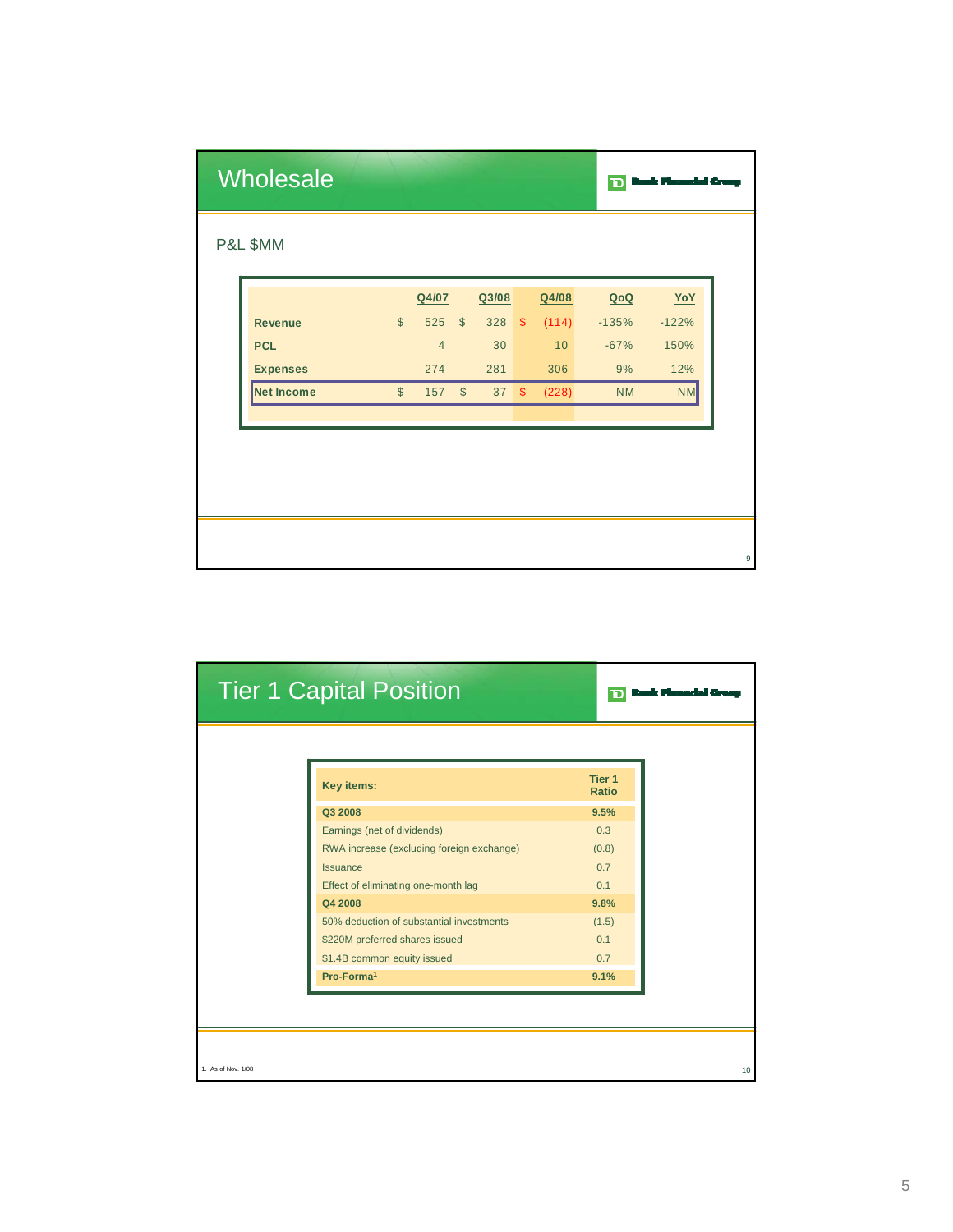## Wholesale

P&L $MM

| | Q4/07 | Q3/08 | Q4/08 | QoQ | YoY |
|---|---|---|---|---|---|
| **Revenue** | $ 525 | $ 328 | $ (114) | -135% | -122% |
| **PCL** | 4 | 30 | 10 | -67% | 150% |
| **Expenses** | 274 | 281 | 306 | 9% | 12% |
| **Net Income** | $ 157 | $ 37 | $ (228) | NM | NM |

## Tier 1 Capital Position

| **Key items:** | **Tier 1 Ratio** |
|---|---|
| **Q3 2008** | **9.5%** |
| Earnings (net of dividends) | 0.3 |
| RWA increase (excluding foreign exchange) | (0.8) |
| Issuance | 0.7 |
| Effect of eliminating one-month lag | 0.1 |
| **Q4 2008** | **9.8%** |
| 50% deduction of substantial investments | (1.5) |
| $220M preferred shares issued | 0.1 |
| $1.4B common equity issued | 0.7 |
| **Pro-Forma[1]** | **9.1%** |

1. As of Nov. 1/08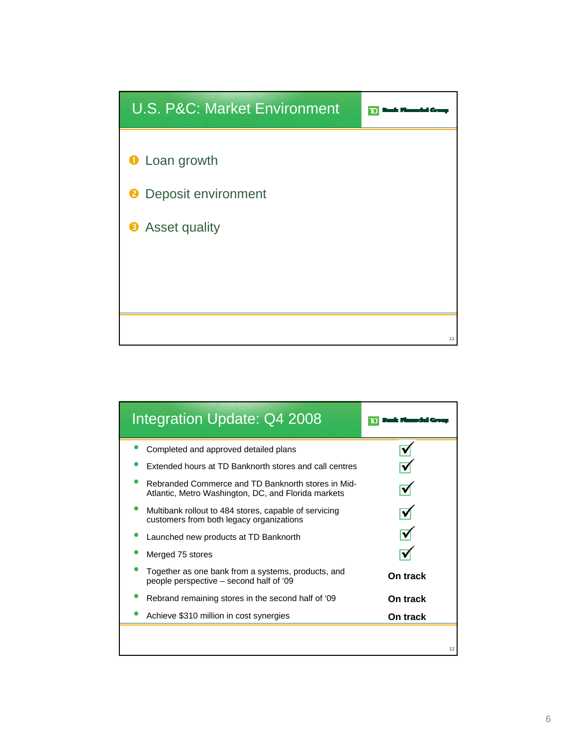## U.S. P&C: Market Environment

TD Bank Financial Group

1. Loan growth
2. Deposit environment
3. Asset quality

## Integration Update: Q4 2008

TD Bank Financial Group

| Item | Status |
|---|---|
| Completed and approved detailed plans | ✓ |
| Extended hours at TD Banknorth stores and call centres | ✓ |
| Rebranded Commerce and TD Banknorth stores in Mid-Atlantic, Metro Washington, DC, and Florida markets | ✓ |
| Multibank rollout to 484 stores, capable of servicing customers from both legacy organizations | ✓ |
| Launched new products at TD Banknorth | ✓ |
| Merged 75 stores | ✓ |
| Together as one bank from a systems, products, and people perspective – second half of '09 | **On track** |
| Rebrand remaining stores in the second half of '09 | **On track** |
| Achieve $310 million in cost synergies | **On track** |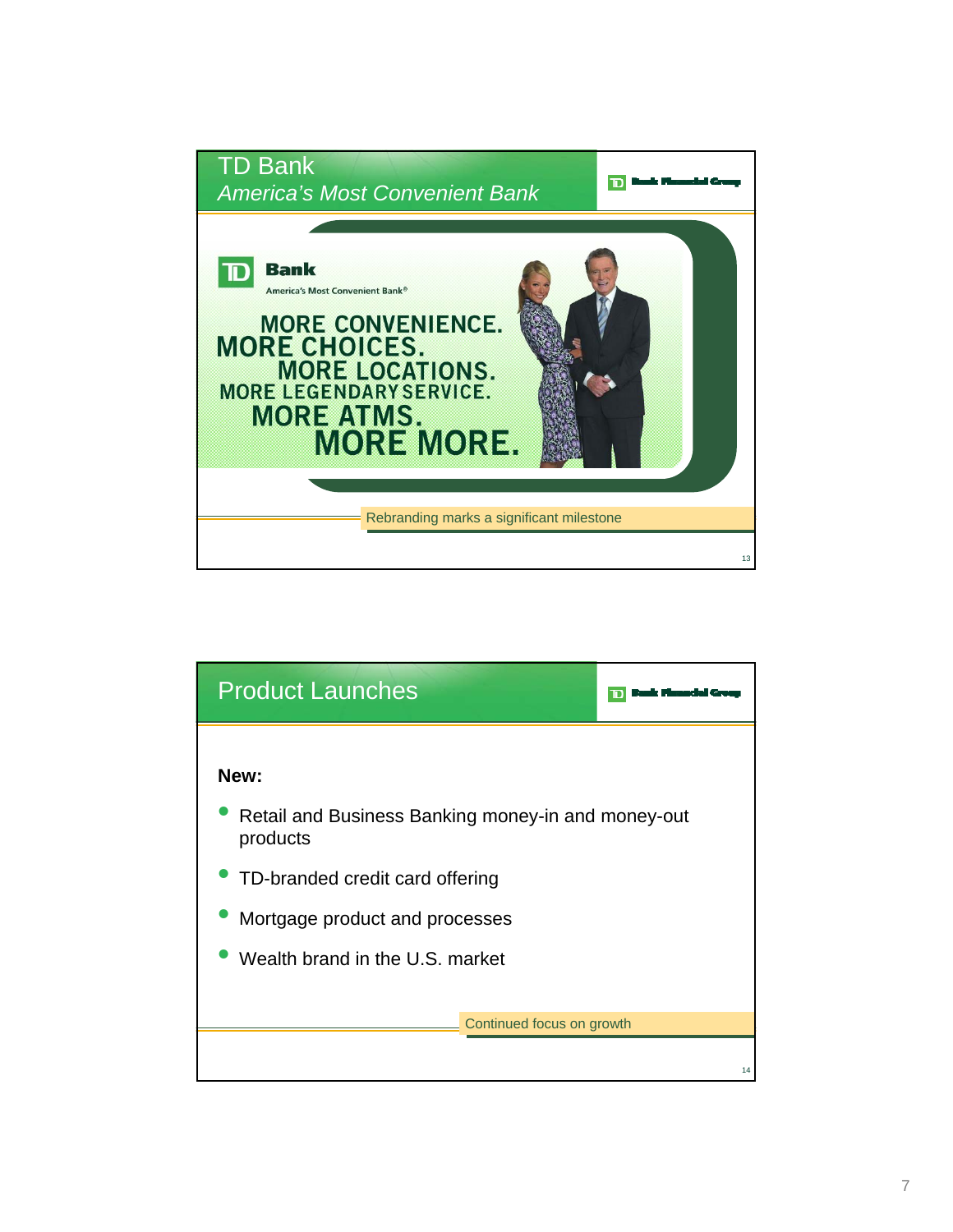## TD Bank

*America's Most Convenient Bank*

TD Bank Financial Group

TD Bank
America's Most Convenient Bank®

MORE CONVENIENCE.
MORE CHOICES.
MORE LOCATIONS.
MORE LEGENDARY SERVICE.
MORE ATMS.
MORE MORE.

Rebranding marks a significant milestone

## Product Launches

TD Bank Financial Group

**New:**

- Retail and Business Banking money-in and money-out products
- TD-branded credit card offering
- Mortgage product and processes
- Wealth brand in the U.S. market

Continued focus on growth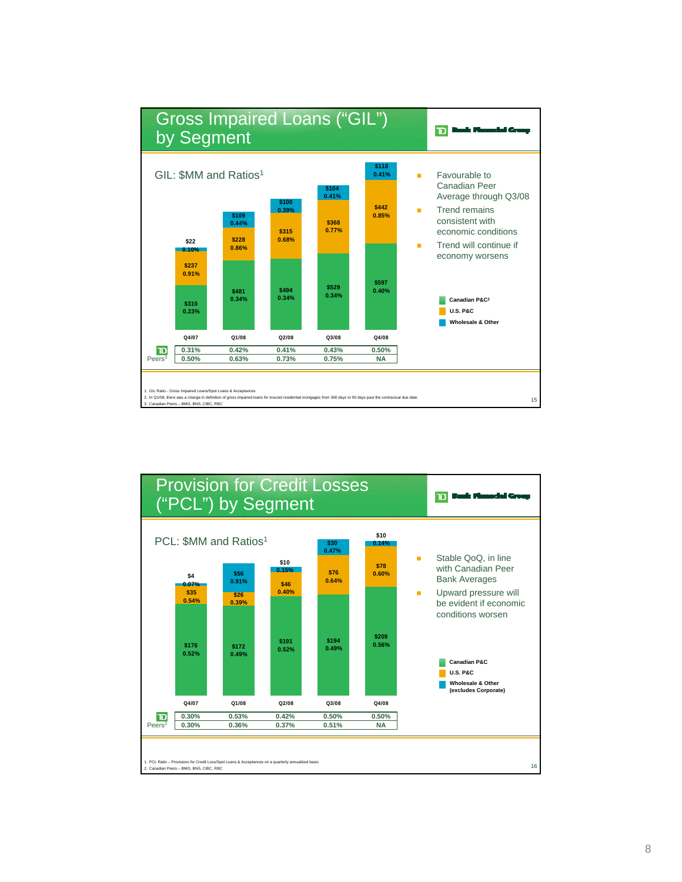## Gross Impaired Loans ("GIL") by Segment

TD Bank Financial Group

GIL: $MM and Ratios[1]

| Segment | Q4/07 | Q1/08 | Q2/08 | Q3/08 | Q4/08 |
|---|---|---|---|---|---|
| Wholesale & Other | $22 0.10% | $109 0.44% | $100 0.39% | $104 0.41% | $118 0.41% |
| U.S. P&C | $237 0.91% | $228 0.86% | $315 0.68% | $368 0.77% | $442 0.85% |
| Canadian P&C[2] | $310 0.23% | $481 0.34% | $494 0.34% | $529 0.34% | $597 0.40% |
| TD | 0.31% | 0.42% | 0.41% | 0.43% | 0.50% |
| Peers[3] | 0.50% | 0.63% | 0.73% | 0.75% | NA |

- Favourable to Canadian Peer Average through Q3/08
- Trend remains consistent with economic conditions
- Trend will continue if economy worsens

1. GIL Ratio - Gross Impaired Loans/Spot Loans & Acceptances
2. In Q1/08, there was a change in definition of gross impaired loans for insured residential mortgages from 360 days to 90 days past the contractual due date.
3. Canadian Peers – BMO, BNS, CIBC, RBC

## Provision for Credit Losses ("PCL") by Segment

TD Bank Financial Group

PCL: $MM and Ratios[1]

| Segment | Q4/07 | Q1/08 | Q2/08 | Q3/08 | Q4/08 |
|---|---|---|---|---|---|
| Wholesale & Other (excludes Corporate) | $4 0.07% | $56 0.91% | $10 0.15% | $30 0.47% | $10 0.14% |
| U.S. P&C | $35 0.54% | $26 0.39% | $46 0.40% | $76 0.64% | $78 0.60% |
| Canadian P&C | $176 0.52% | $172 0.49% | $191 0.52% | $194 0.49% | $209 0.56% |
| TD | 0.30% | 0.53% | 0.42% | 0.50% | 0.50% |
| Peers[2] | 0.30% | 0.36% | 0.37% | 0.51% | NA |

- Stable QoQ, in line with Canadian Peer Bank Averages
- Upward pressure will be evident if economic conditions worsen

1. PCL Ratio – Provisions for Credit Loss/Spot Loans & Acceptances on a quarterly annualized basis
2. Canadian Peers – BMO, BNS, CIBC, RBC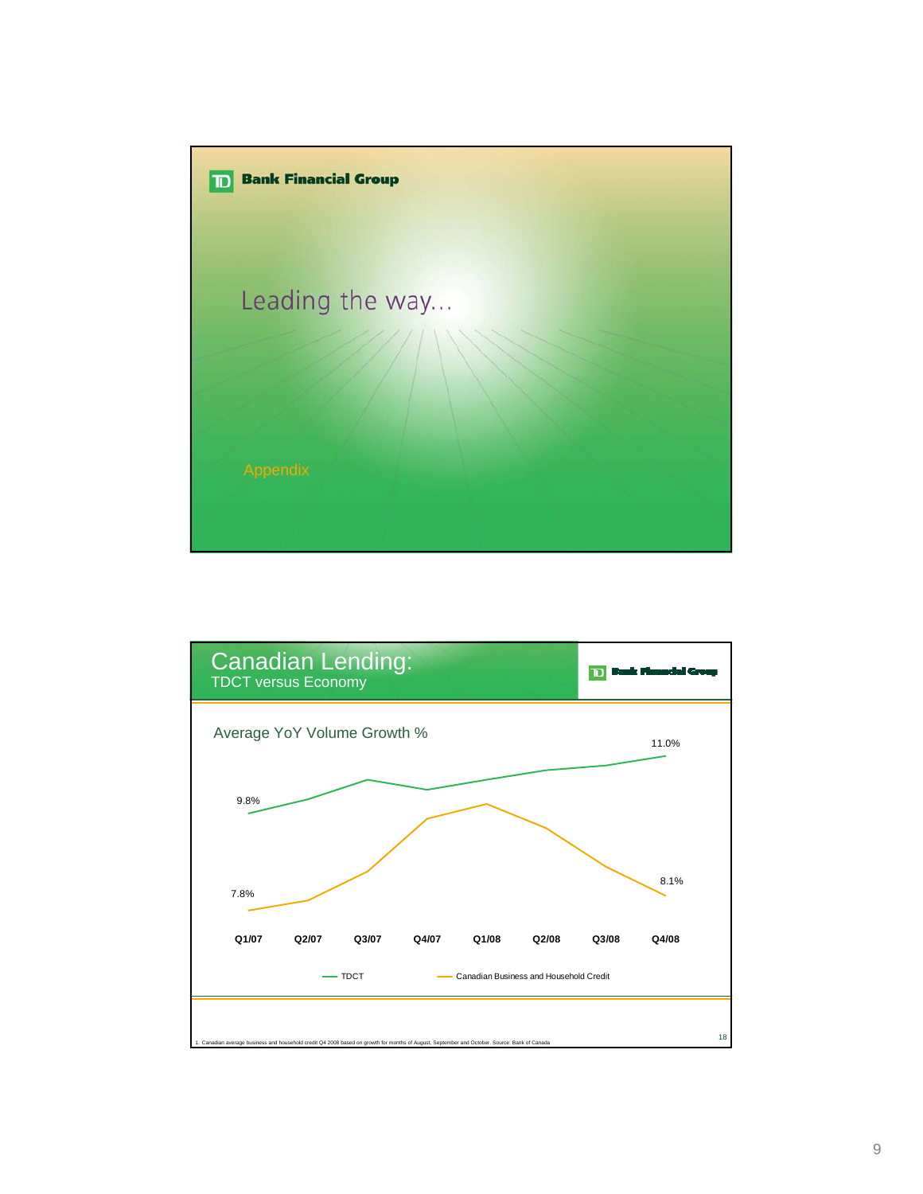TD Bank Financial Group

# Leading the way…

Appendix

---

## Canadian Lending:
### TDCT versus Economy

TD Bank Financial Group

Average YoY Volume Growth %

| | Q1/07 | Q2/07 | Q3/07 | Q4/07 | Q1/08 | Q2/08 | Q3/08 | Q4/08 |
|---|---|---|---|---|---|---|---|---|
| TDCT | 9.8% | | | | | | | 11.0% |
| Canadian Business and Household Credit | 7.8% | | | | | | | 8.1% |

1. Canadian average business and household credit Q4 2008 based on growth for months of August, September and October. Source: Bank of Canada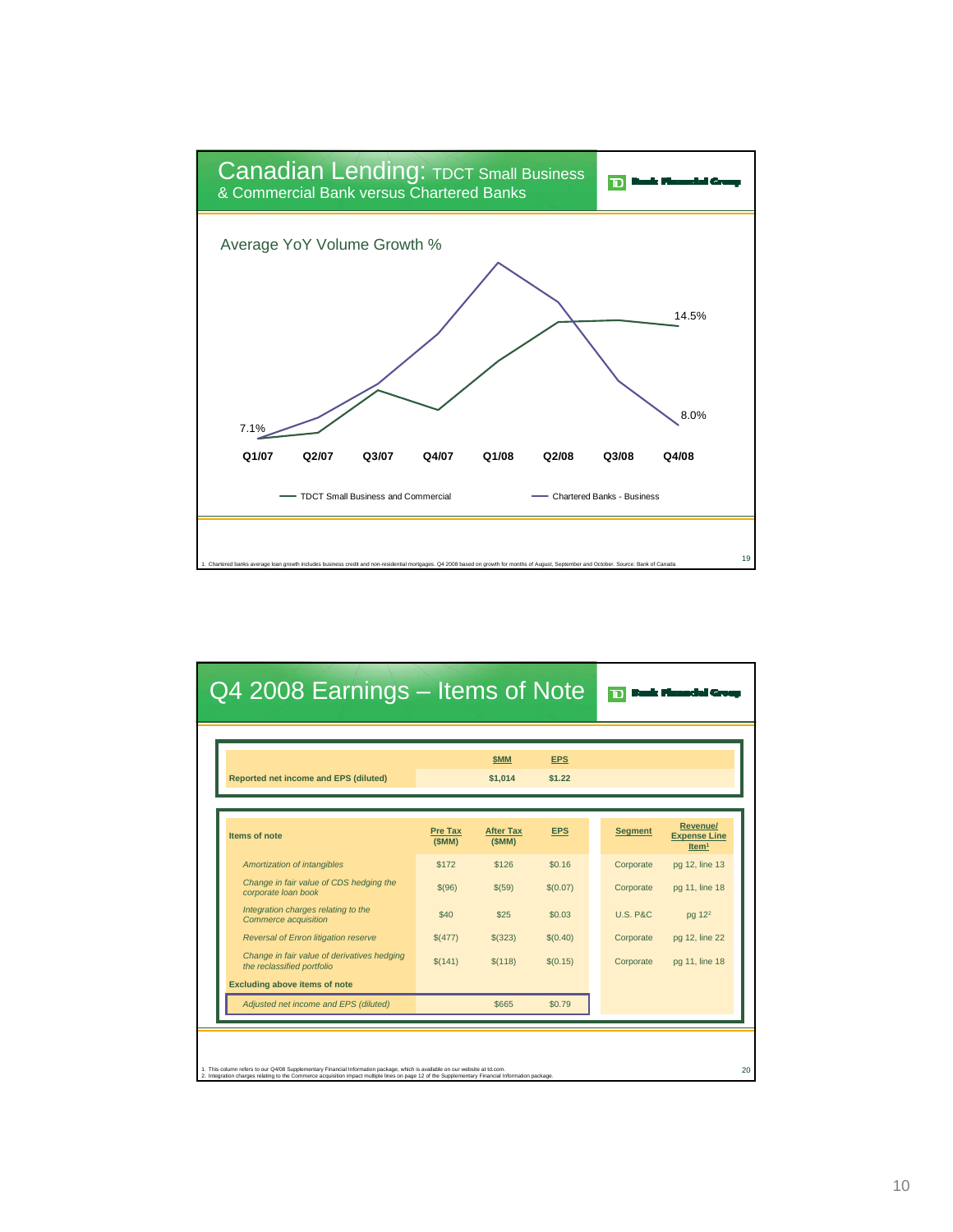## Canadian Lending: TDCT Small Business & Commercial Bank versus Chartered Banks

TD Bank Financial Group

Average YoY Volume Growth %

| | Q1/07 | Q2/07 | Q3/07 | Q4/07 | Q1/08 | Q2/08 | Q3/08 | Q4/08 |
|---|---|---|---|---|---|---|---|---|
| TDCT Small Business and Commercial | 7.1% | | | | | | | 14.5% |
| Chartered Banks - Business | 7.1% | | | | | | | 8.0% |

1. Chartered banks average loan growth includes business credit and non-residential mortgages. Q4 2008 based on growth for months of August, September and October. Source: Bank of Canada

## Q4 2008 Earnings – Items of Note

TD Bank Financial Group

| | $MM | EPS |
|---|---|---|
| **Reported net income and EPS (diluted)** | **$1,014** | **$1.22** |

| Items of note | Pre Tax ($MM) | After Tax ($MM) | EPS | Segment | Revenue/ Expense Line Item[1] |
|---|---|---|---|---|---|
| *Amortization of intangibles* | $172 | $126 | $0.16 | Corporate | pg 12, line 13 |
| *Change in fair value of CDS hedging the corporate loan book* | $(96) | $(59) | $(0.07) | Corporate | pg 11, line 18 |
| *Integration charges relating to the Commerce acquisition* | $40 | $25 | $0.03 | U.S. P&C | pg 12[2] |
| *Reversal of Enron litigation reserve* | $(477) | $(323) | $(0.40) | Corporate | pg 12, line 22 |
| *Change in fair value of derivatives hedging the reclassified portfolio* | $(141) | $(118) | $(0.15) | Corporate | pg 11, line 18 |
| **Excluding above items of note** | | | | | |
| *Adjusted net income and EPS (diluted)* | | $665 | $0.79 | | |

1. This column refers to our Q4/08 Supplementary Financial Information package, which is available on our website at td.com.
2. Integration charges relating to the Commerce acquisition impact multiple lines on page 12 of the Supplementary Financial Information package.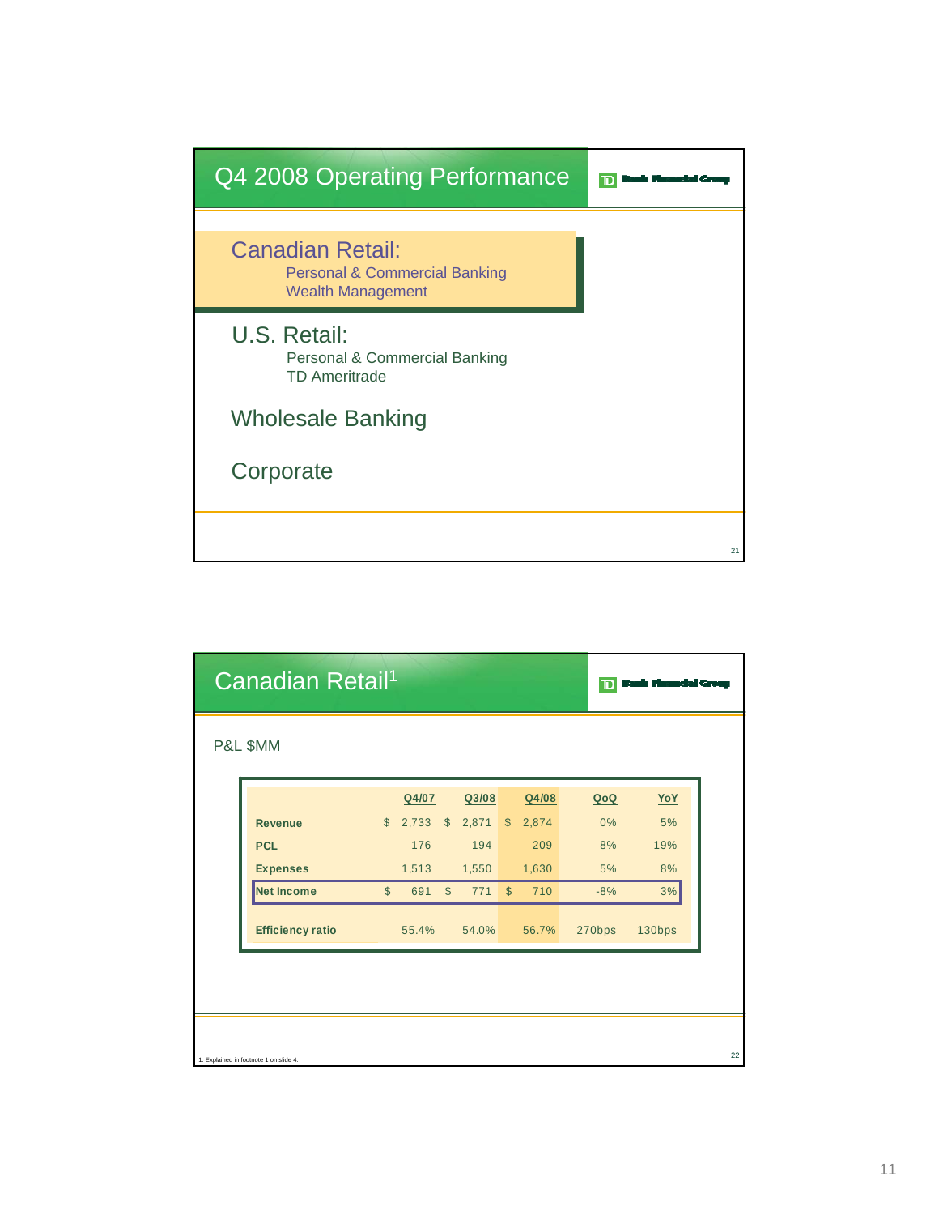## Q4 2008 Operating Performance

TD Bank Financial Group

**Canadian Retail:**
- Personal & Commercial Banking
- Wealth Management

U.S. Retail:
- Personal & Commercial Banking
- TD Ameritrade

Wholesale Banking

Corporate

## Canadian Retail[1]

TD Bank Financial Group

P&L $MM

| | Q4/07 | Q3/08 | Q4/08 | QoQ | YoY |
|---|---|---|---|---|---|
| **Revenue** | $ 2,733 | $ 2,871 | $ 2,874 | 0% | 5% |
| **PCL** | 176 | 194 | 209 | 8% | 19% |
| **Expenses** | 1,513 | 1,550 | 1,630 | 5% | 8% |
| **Net Income** | $ 691 | $ 771 | $ 710 | -8% | 3% |
| **Efficiency ratio** | 55.4% | 54.0% | 56.7% | 270bps | 130bps |

1. Explained in footnote 1 on slide 4.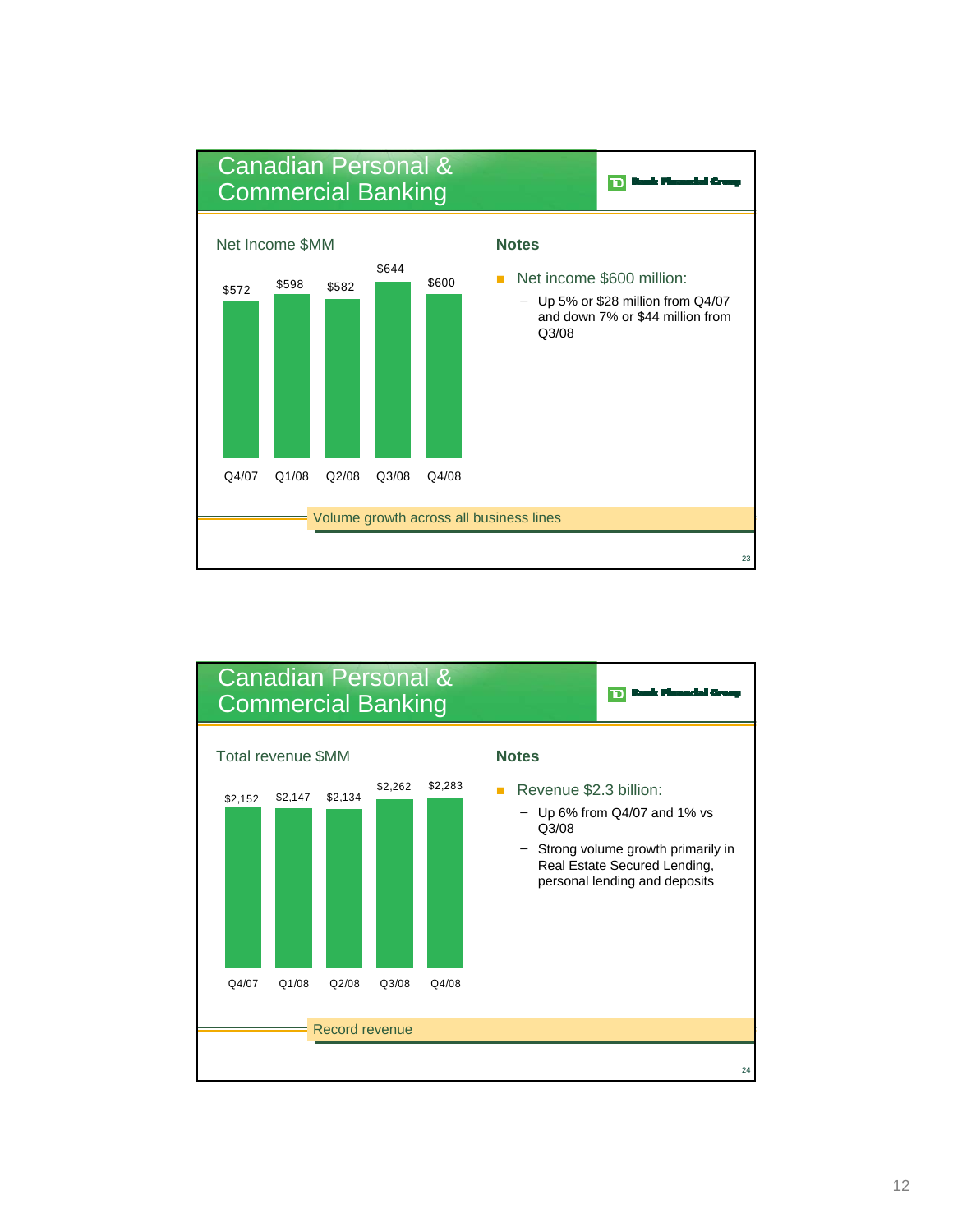## Canadian Personal & Commercial Banking

TD Bank Financial Group

**Net Income $MM**

| Q4/07 | Q1/08 | Q2/08 | Q3/08 | Q4/08 |
|---|---|---|---|---|
| $572 | $598 | $582 | $644 | $600 |

**Notes**

- Net income $600 million:
  - Up 5% or $28 million from Q4/07 and down 7% or $44 million from Q3/08

Volume growth across all business lines

23

## Canadian Personal & Commercial Banking

TD Bank Financial Group

**Total revenue $MM**

| Q4/07 | Q1/08 | Q2/08 | Q3/08 | Q4/08 |
|---|---|---|---|---|
| $2,152 | $2,147 | $2,134 | $2,262 | $2,283 |

**Notes**

- Revenue $2.3 billion:
  - Up 6% from Q4/07 and 1% vs Q3/08
  - Strong volume growth primarily in Real Estate Secured Lending, personal lending and deposits

Record revenue

24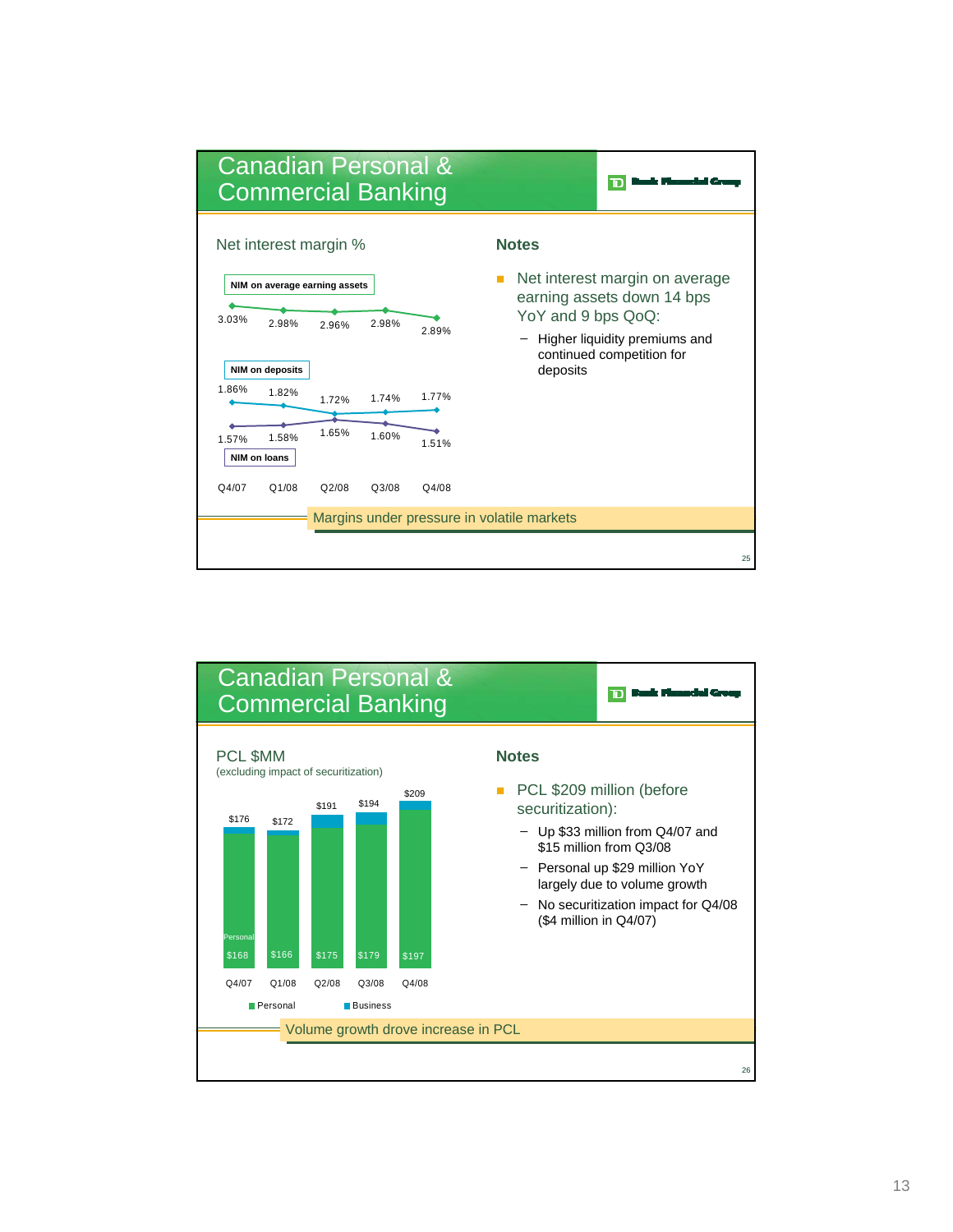## Canadian Personal & Commercial Banking

### Net interest margin %

| | Q4/07 | Q1/08 | Q2/08 | Q3/08 | Q4/08 |
|---|---|---|---|---|---|
| NIM on average earning assets | 3.03% | 2.98% | 2.96% | 2.98% | 2.89% |
| NIM on deposits | 1.86% | 1.82% | 1.72% | 1.74% | 1.77% |
| NIM on loans | 1.57% | 1.58% | 1.65% | 1.60% | 1.51% |

### Notes

- Net interest margin on average earning assets down 14 bps YoY and 9 bps QoQ:
  - Higher liquidity premiums and continued competition for deposits

**Margins under pressure in volatile markets**

## Canadian Personal & Commercial Banking

### PCL $MM
(excluding impact of securitization)

| | Q4/07 | Q1/08 | Q2/08 | Q3/08 | Q4/08 |
|---|---|---|---|---|---|
| Personal | $168 | $166 | $175 | $179 | $197 |
| Total (Personal + Business) | $176 | $172 | $191 | $194 | $209 |

### Notes

- PCL $209 million (before securitization):
  - Up $33 million from Q4/07 and $15 million from Q3/08
  - Personal up $29 million YoY largely due to volume growth
  - No securitization impact for Q4/08 ($4 million in Q4/07)

**Volume growth drove increase in PCL**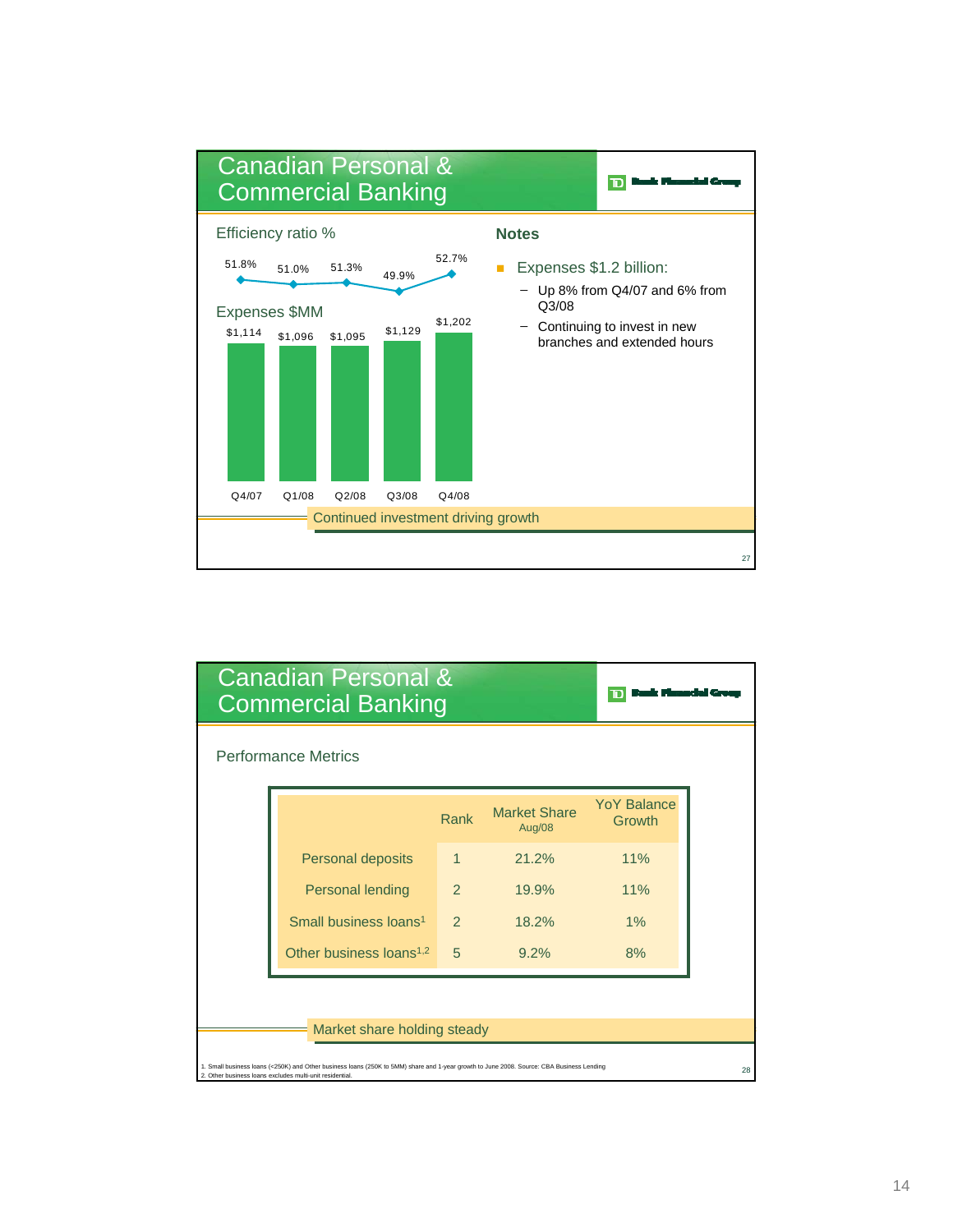## Canadian Personal & Commercial Banking

TD Bank Financial Group

### Efficiency ratio %

| | Q4/07 | Q1/08 | Q2/08 | Q3/08 | Q4/08 |
|---|---|---|---|---|---|
| Efficiency ratio % | 51.8% | 51.0% | 51.3% | 49.9% | 52.7% |
| Expenses $MM | $1,114 | $1,096 | $1,095 | $1,129 | $1,202 |

### Notes

- Expenses $1.2 billion:
  - Up 8% from Q4/07 and 6% from Q3/08
  - Continuing to invest in new branches and extended hours

Continued investment driving growth

## Canadian Personal & Commercial Banking

TD Bank Financial Group

### Performance Metrics

| | Rank | Market Share Aug/08 | YoY Balance Growth |
|---|---|---|---|
| Personal deposits | 1 | 21.2% | 11% |
| Personal lending | 2 | 19.9% | 11% |
| Small business loans[1] | 2 | 18.2% | 1% |
| Other business loans[1,2] | 5 | 9.2% | 8% |

Market share holding steady

1. Small business loans (<250K) and Other business loans (250K to 5MM) share and 1-year growth to June 2008. Source: CBA Business Lending
2. Other business loans excludes multi-unit residential.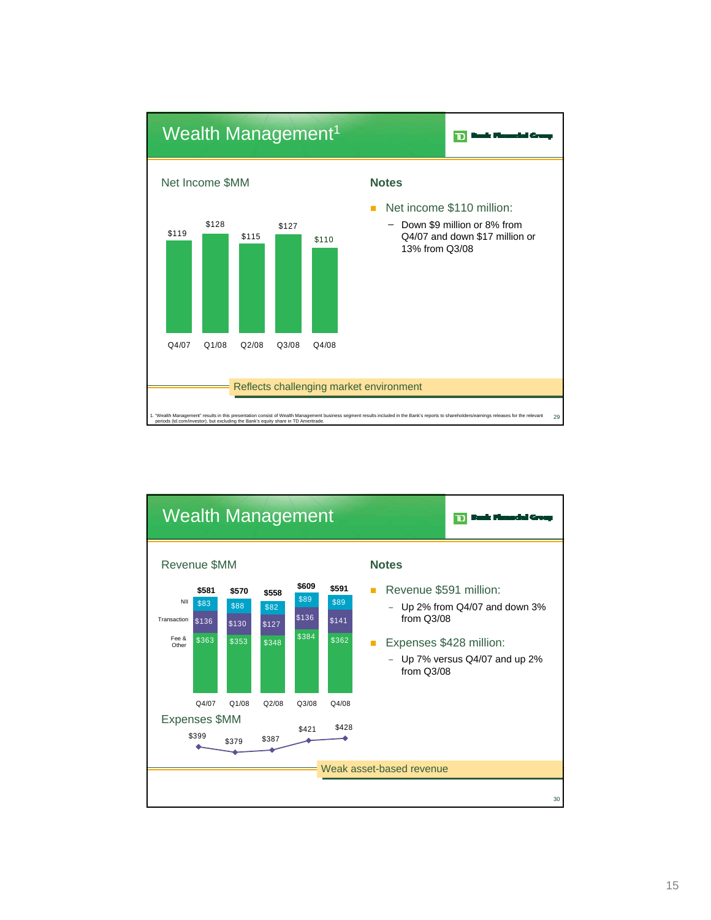## Wealth Management[1]

TD Bank Financial Group

### Net Income $MM

| Q4/07 | Q1/08 | Q2/08 | Q3/08 | Q4/08 |
|---|---|---|---|---|
| $119 | $128 | $115 | $127 | $110 |

### Notes

- Net income $110 million:
  - Down $9 million or 8% from Q4/07 and down $17 million or 13% from Q3/08

Reflects challenging market environment

1. "Wealth Management" results in this presentation consist of Wealth Management business segment results included in the Bank's reports to shareholders/earnings releases for the relevant periods (td.com/investor), but excluding the Bank's equity share in TD Ameritrade.

---

## Wealth Management

TD Bank Financial Group

### Revenue $MM

| | Q4/07 | Q1/08 | Q2/08 | Q3/08 | Q4/08 |
|---|---|---|---|---|---|
| NII | $83 | $88 | $82 | $89 | $89 |
| Transaction | $136 | $130 | $127 | $136 | $141 |
| Fee & Other | $363 | $353 | $348 | $384 | $362 |
| Total | $581 | $570 | $558 | $609 | $591 |

### Expenses $MM

| Q4/07 | Q1/08 | Q2/08 | Q3/08 | Q4/08 |
|---|---|---|---|---|
| $399 | $379 | $387 | $421 | $428 |

### Notes

- Revenue $591 million:
  - Up 2% from Q4/07 and down 3% from Q3/08
- Expenses $428 million:
  - Up 7% versus Q4/07 and up 2% from Q3/08

Weak asset-based revenue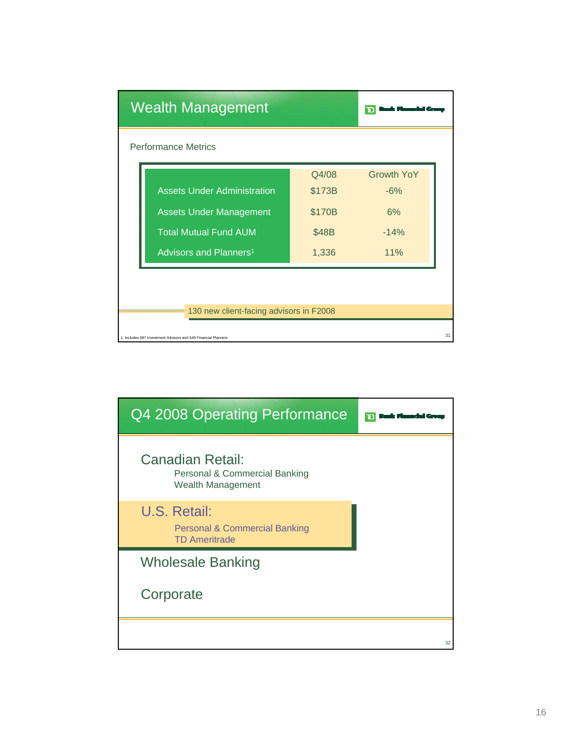## Wealth Management

TD Bank Financial Group

Performance Metrics

| | Q4/08 | Growth YoY |
|---|---|---|
| Assets Under Administration | $173B | -6% |
| Assets Under Management | $170B | 6% |
| Total Mutual Fund AUM | $48B | -14% |
| Advisors and Planners[1] | 1,336 | 11% |

130 new client-facing advisors in F2008

1. Includes 687 Investment Advisors and 649 Financial Planners

## Q4 2008 Operating Performance

TD Bank Financial Group

### Canadian Retail:

- Personal & Commercial Banking
- Wealth Management

### U.S. Retail:

- Personal & Commercial Banking
- TD Ameritrade

### Wholesale Banking

### Corporate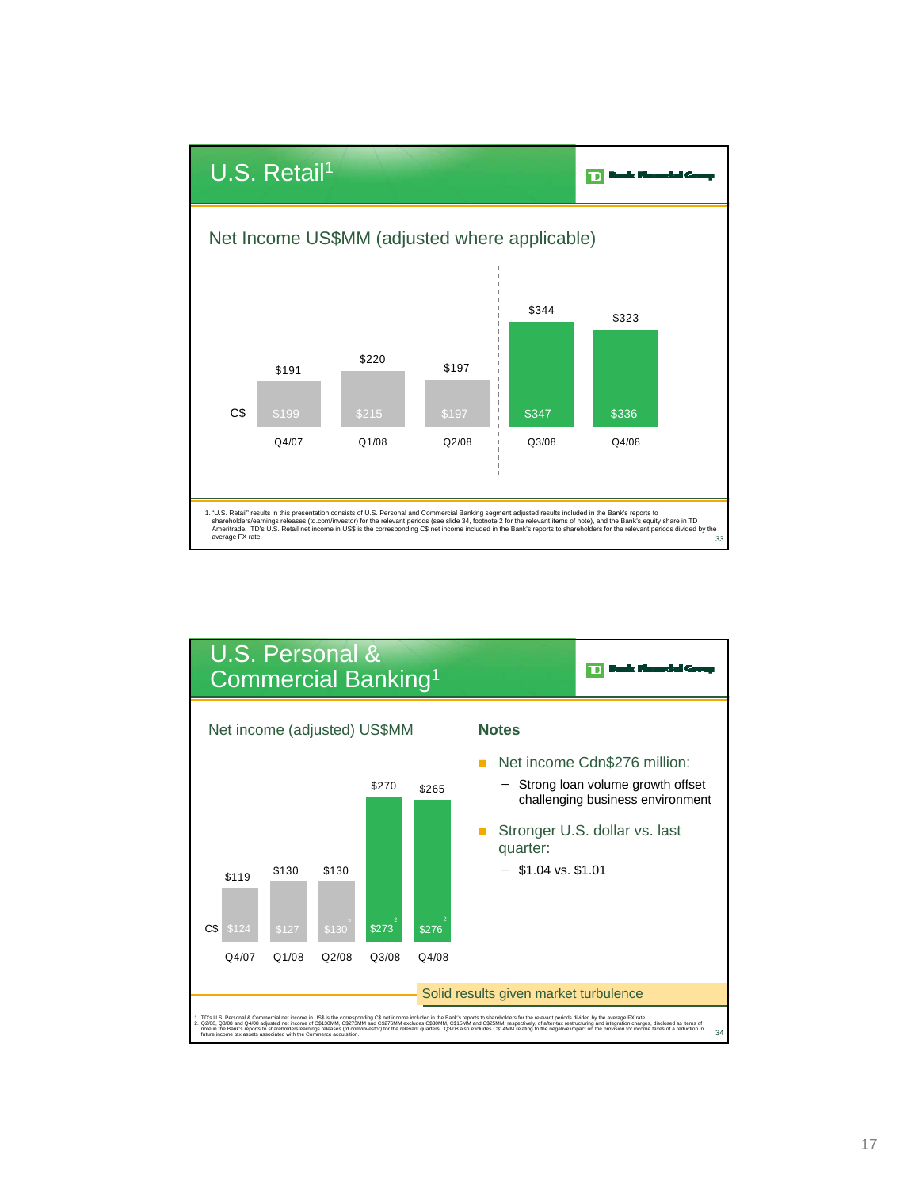## U.S. Retail[1]

TD Bank Financial Group

### Net Income US$MM (adjusted where applicable)

| | Q4/07 | Q1/08 | Q2/08 | Q3/08 | Q4/08 |
|---|---|---|---|---|---|
| US$ | $191 | $220 | $197 | $344 | $323 |
| C$ | $199 | $215 | $197 | $347 | $336 |

1. "U.S. Retail" results in this presentation consists of U.S. Personal and Commercial Banking segment adjusted results included in the Bank's reports to shareholders/earnings releases (td.com/investor) for the relevant periods (see slide 34, footnote 2 for the relevant items of note), and the Bank's equity share in TD Ameritrade. TD's U.S. Retail net income in US$ is the corresponding C$ net income included in the Bank's reports to shareholders for the relevant periods divided by the average FX rate.

## U.S. Personal & Commercial Banking[1]

TD Bank Financial Group

### Net income (adjusted) US$MM

| | Q4/07 | Q1/08 | Q2/08 | Q3/08 | Q4/08 |
|---|---|---|---|---|---|
| US$ | $119 | $130 | $130 | $270 | $265 |
| C$ | $124 | $127 | $130[2] | $273[2] | $276[2] |

### Notes

- Net income Cdn$276 million:
  - Strong loan volume growth offset challenging business environment
- Stronger U.S. dollar vs. last quarter:
  - $1.04 vs. $1.01

Solid results given market turbulence

1. TD's U.S. Personal & Commercial net income in US$ is the corresponding C$ net income included in the Bank's reports to shareholders for the relevant periods divided by the average FX rate.
2. Q2/08, Q3/08 and Q4/08 adjusted net income of C$130MM, C$273MM and C$276MM excludes C$30MM, C$15MM and C$25MM, respectively, of after-tax restructuring and integration charges, disclosed as items of note in the Bank's reports to shareholders/earnings releases (td.com/investor) for the relevant quarters. Q3/08 also excludes C$14MM relating to the negative impact on the provision for income taxes of a reduction in future income tax assets associated with the Commerce acquisition.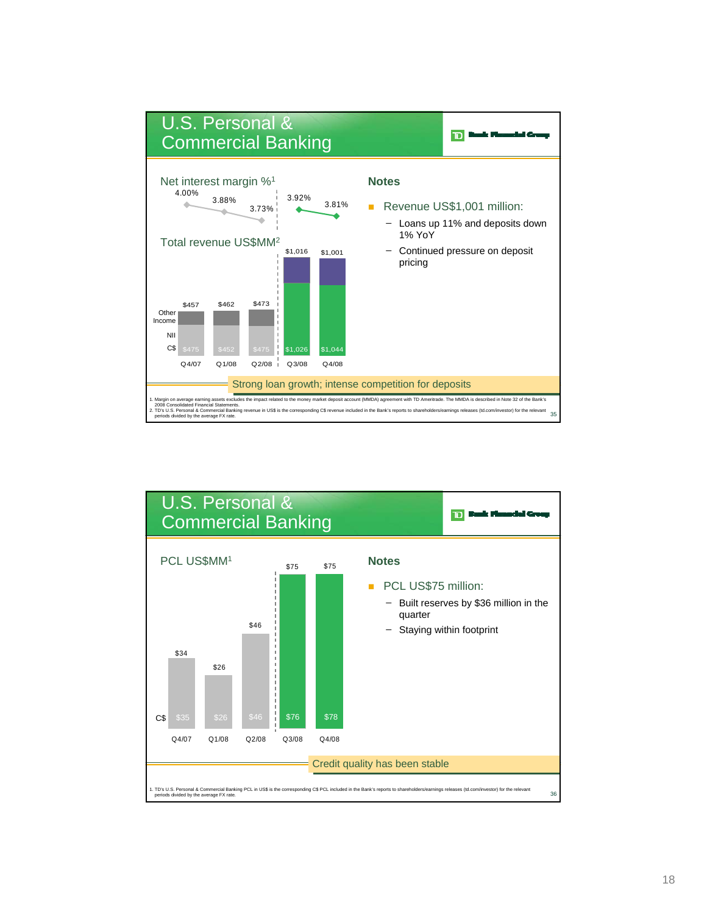## U.S. Personal & Commercial Banking

TD Bank Financial Group

**Net interest margin %**[1]

| | Q4/07 | Q1/08 | Q2/08 | Q3/08 | Q4/08 |
|---|---|---|---|---|---|
| Net interest margin | 4.00% | 3.88% | 3.73% | 3.92% | 3.81% |

**Total revenue US$MM**[2]

| | Q4/07 | Q1/08 | Q2/08 | Q3/08 | Q4/08 |
|---|---|---|---|---|---|
| Total revenue (US$) | $457 | $462 | $473 | $1,016 | $1,001 |
| C$ | $475 | $452 | $475 | $1,026 | $1,044 |

(Bars split into Other Income and NII)

### Notes

- Revenue US$1,001 million:
  - Loans up 11% and deposits down 1% YoY
  - Continued pressure on deposit pricing

**Strong loan growth; intense competition for deposits**

1. Margin on average earning assets excludes the impact related to the money market deposit account (MMDA) agreement with TD Ameritrade. The MMDA is described in Note 32 of the Bank's 2008 Consolidated Financial Statements.
2. TD's U.S. Personal & Commercial Banking revenue in US$ is the corresponding C$ revenue included in the Bank's reports to shareholders/earnings releases (td.com/investor) for the relevant periods divided by the average FX rate.

---

## U.S. Personal & Commercial Banking

TD Bank Financial Group

**PCL US$MM**[1]

| | Q4/07 | Q1/08 | Q2/08 | Q3/08 | Q4/08 |
|---|---|---|---|---|---|
| PCL (US$) | $34 | $26 | $46 | $75 | $75 |
| C$ | $35 | $26 | $46 | $76 | $78 |

### Notes

- PCL US$75 million:
  - Built reserves by $36 million in the quarter
  - Staying within footprint

**Credit quality has been stable**

1. TD's U.S. Personal & Commercial Banking PCL in US$ is the corresponding C$ PCL included in the Bank's reports to shareholders/earnings releases (td.com/investor) for the relevant periods divided by the average FX rate.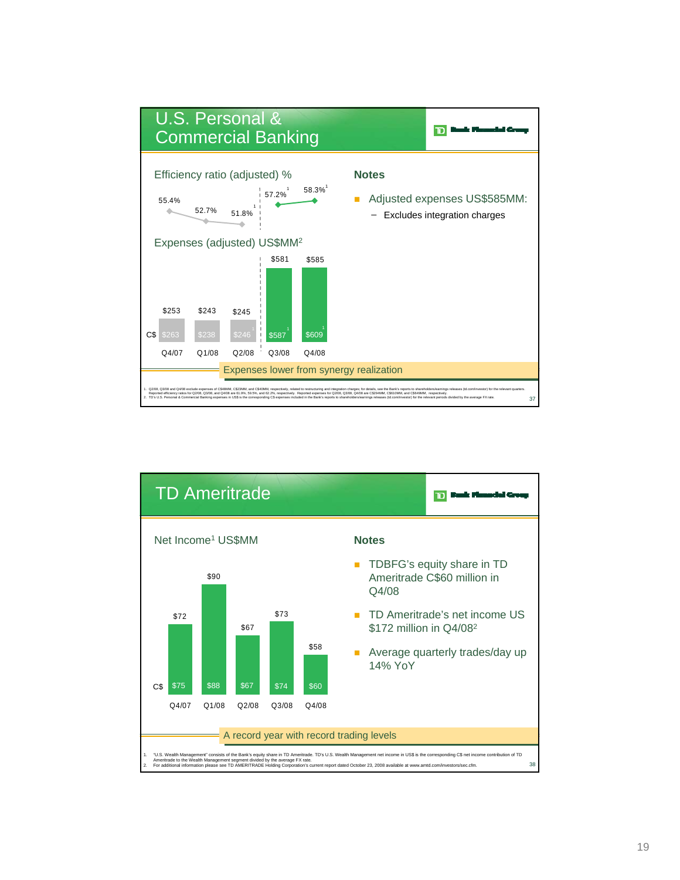## U.S. Personal & Commercial Banking

TD Bank Financial Group

**Efficiency ratio (adjusted) %**

| Q4/07 | Q1/08 | Q2/08 | Q3/08 | Q4/08 |
|---|---|---|---|---|
| 55.4% | 52.7% | 51.8%[1] | 57.2%[1] | 58.3%[1] |

**Expenses (adjusted) US$MM[2]**

| | Q4/07 | Q1/08 | Q2/08 | Q3/08 | Q4/08 |
|---|---|---|---|---|---|
| US$ | $253 | $243 | $245 | $581 | $585 |
| C$ | $263 | $238 | $246[1] | $587[1] | $609[1] |

**Notes**

- Adjusted expenses US$585MM:
  - Excludes integration charges

Expenses lower from synergy realization

1. Q2/08, Q3/08 and Q4/08 exclude expenses of C$48MM, C$23MM, and C$40MM, respectively, related to restructuring and integration charges; for details, see the Bank's reports to shareholders/earnings releases (td.com/investor) for the relevant quarters. Reported efficiency ratios for Q2/08, Q3/08, and Q4/08 are 61.9%, 59.5%, and 62.2%, respectively. Reported expenses for Q2/08, Q3/08, Q4/08 are C$294MM, C$610MM, and C$649MM, respectively.
2. TD's U.S. Personal & Commercial Banking expenses in US$ is the corresponding C$ expenses included in the Bank's reports to shareholders/earnings releases (td.com/investor) for the relevant periods divided by the average FX rate.

## TD Ameritrade

TD Bank Financial Group

**Net Income[1] US$MM**

| | Q4/07 | Q1/08 | Q2/08 | Q3/08 | Q4/08 |
|---|---|---|---|---|---|
| US$ | $72 | $90 | $67 | $73 | $58 |
| C$ | $75 | $88 | $67 | $74 | $60 |

**Notes**

- TDBFG's equity share in TD Ameritrade C$60 million in Q4/08
- TD Ameritrade's net income US $172 million in Q4/08[2]
- Average quarterly trades/day up 14% YoY

A record year with record trading levels

1. "U.S. Wealth Management" consists of the Bank's equity share in TD Ameritrade. TD's U.S. Wealth Management net income in US$ is the corresponding C$ net income contribution of TD Ameritrade to the Wealth Management segment divided by the average FX rate.
2. For additional information please see TD AMERITRADE Holding Corporation's current report dated October 23, 2008 available at www.amtd.com/investors/sec.cfm.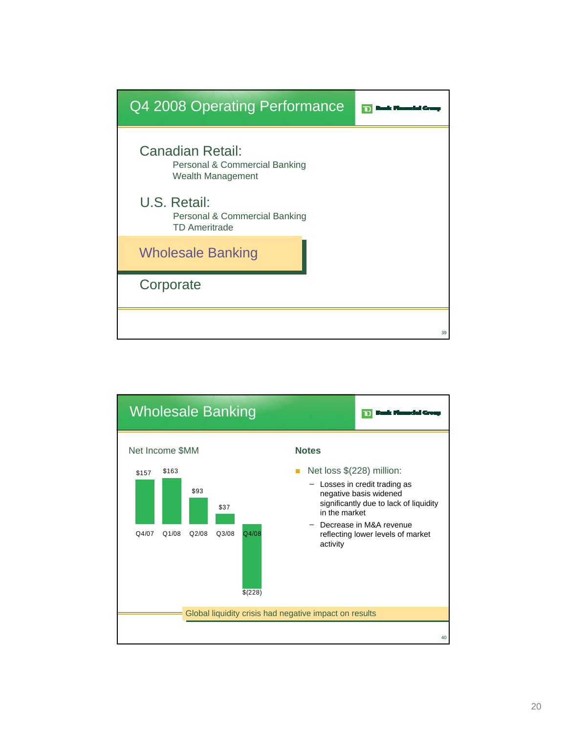## Q4 2008 Operating Performance

TD Bank Financial Group

### Canadian Retail:
- Personal & Commercial Banking
- Wealth Management

### U.S. Retail:
- Personal & Commercial Banking
- TD Ameritrade

### Wholesale Banking

### Corporate

---

## Wholesale Banking

TD Bank Financial Group

**Net Income $MM**

| Q4/07 | Q1/08 | Q2/08 | Q3/08 | Q4/08 |
|---|---|---|---|---|
| $157 | $163 | $93 | $37 | $(228) |

**Notes**

- Net loss $(228) million:
  - Losses in credit trading as negative basis widened significantly due to lack of liquidity in the market
  - Decrease in M&A revenue reflecting lower levels of market activity

Global liquidity crisis had negative impact on results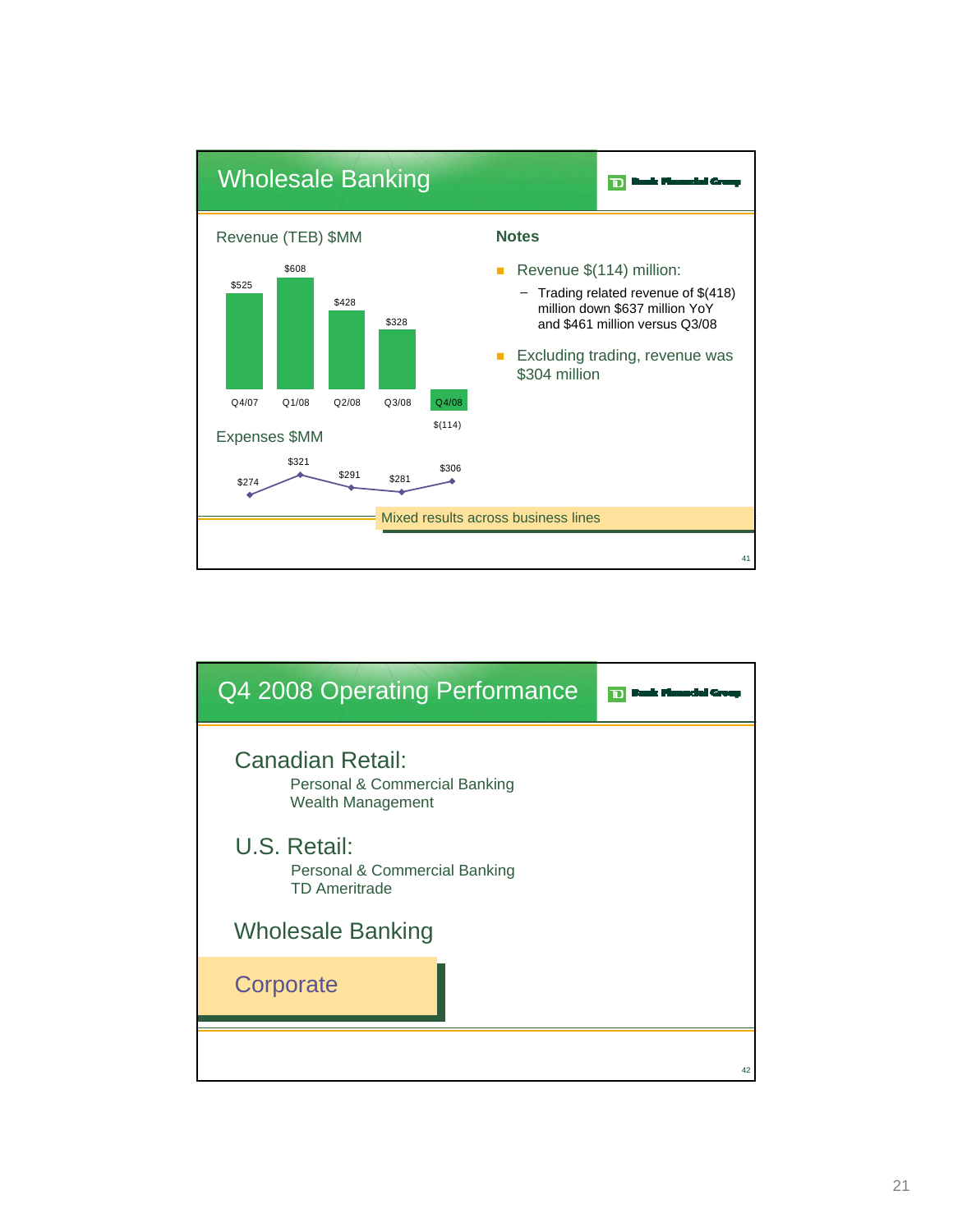## Wholesale Banking

**Revenue (TEB) $MM**

| Q4/07 | Q1/08 | Q2/08 | Q3/08 | Q4/08 |
|---|---|---|---|---|
| $525 | $608 | $428 | $328 | $(114) |

**Expenses $MM**

| Q4/07 | Q1/08 | Q2/08 | Q3/08 | Q4/08 |
|---|---|---|---|---|
| $274 | $321 | $291 | $281 | $306 |

**Notes**

- Revenue $(114) million:
  - Trading related revenue of $(418) million down $637 million YoY and $461 million versus Q3/08
- Excluding trading, revenue was $304 million

Mixed results across business lines

## Q4 2008 Operating Performance

**Canadian Retail:**
- Personal & Commercial Banking
- Wealth Management

**U.S. Retail:**
- Personal & Commercial Banking
- TD Ameritrade

**Wholesale Banking**

**Corporate**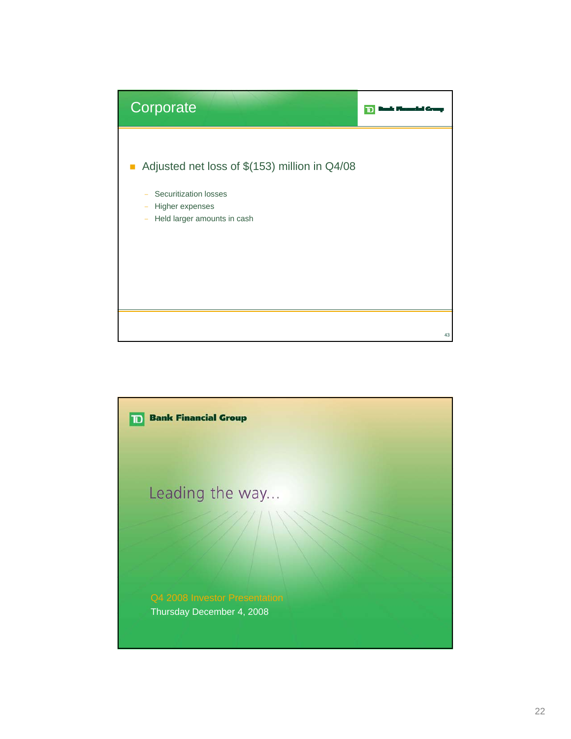## Corporate

TD Bank Financial Group

- Adjusted net loss of $(153) million in Q4/08
  - Securitization losses
  - Higher expenses
  - Held larger amounts in cash

TD Bank Financial Group

Leading the way…

Q4 2008 Investor Presentation

Thursday December 4, 2008